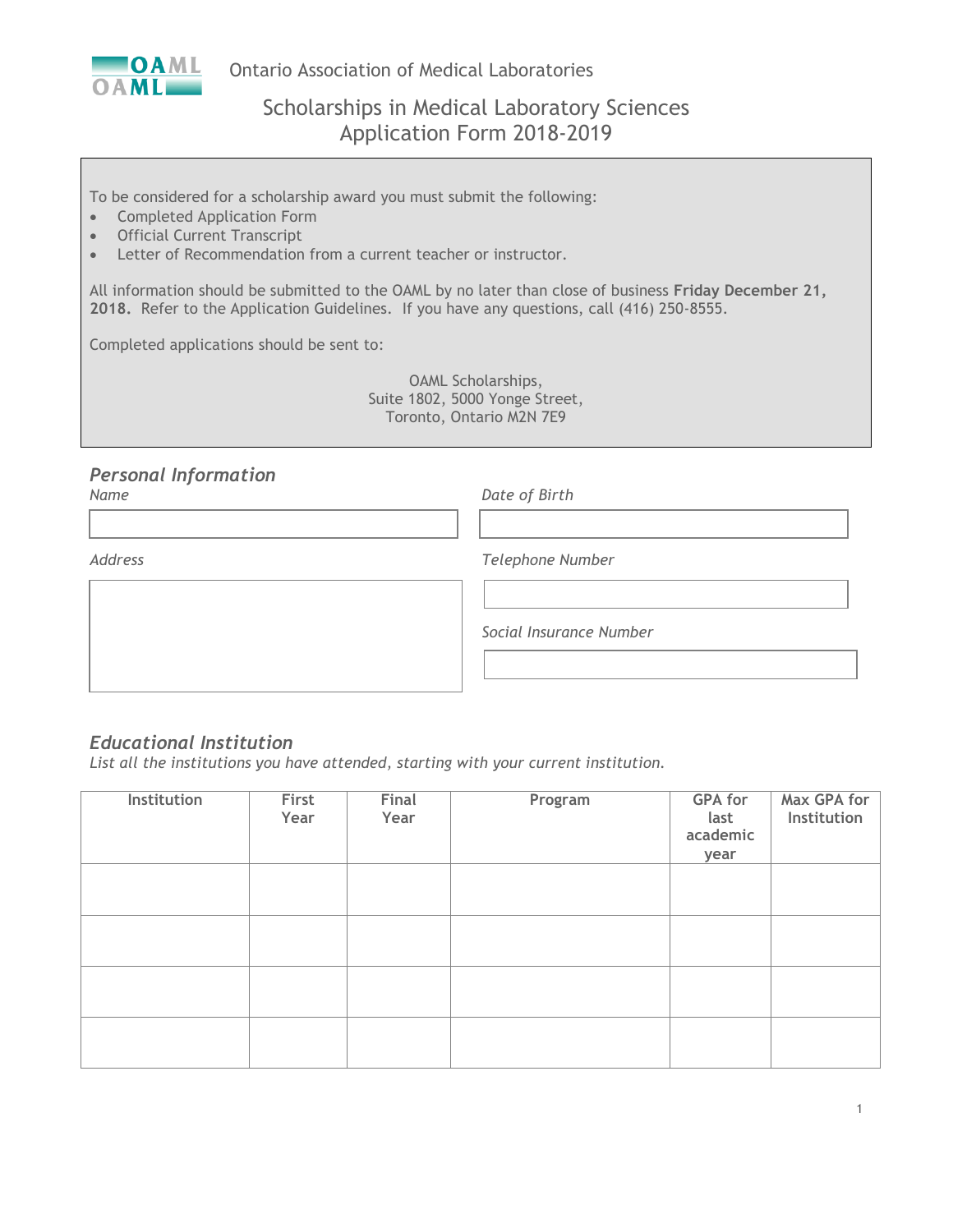Ontario Association of Medical Laboratories

# Scholarships in Medical Laboratory Sciences
# Application Form 2018-2019

To be considered for a scholarship award you must submit the following:

- Completed Application Form
- Official Current Transcript
- Letter of Recommendation from a current teacher or instructor.

All information should be submitted to the OAML by no later than close of business **Friday December 21, 2018.** Refer to the Application Guidelines. If you have any questions, call (416) 250-8555.

Completed applications should be sent to:

OAML Scholarships,
Suite 1802, 5000 Yonge Street,
Toronto, Ontario M2N 7E9

## *Personal Information*

*Name*

*Date of Birth*

*Address*

*Telephone Number*

*Social Insurance Number*

## *Educational Institution*

*List all the institutions you have attended, starting with your current institution.*

| Institution | First Year | Final Year | Program | GPA for last academic year | Max GPA for Institution |
|---|---|---|---|---|---|
| | | | | | |
| | | | | | |
| | | | | | |
| | | | | | |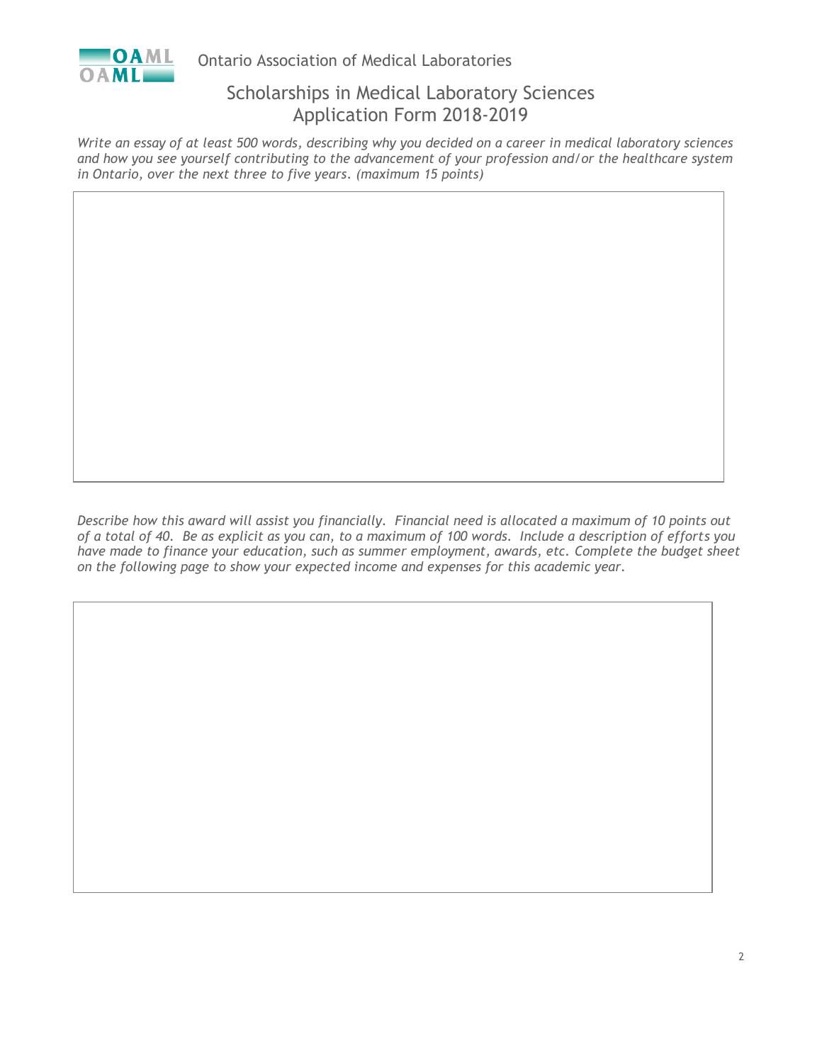Ontario Association of Medical Laboratories

## Scholarships in Medical Laboratory Sciences Application Form 2018-2019

*Write an essay of at least 500 words, describing why you decided on a career in medical laboratory sciences and how you see yourself contributing to the advancement of your profession and/or the healthcare system in Ontario, over the next three to five years. (maximum 15 points)*

*Describe how this award will assist you financially. Financial need is allocated a maximum of 10 points out of a total of 40. Be as explicit as you can, to a maximum of 100 words. Include a description of efforts you have made to finance your education, such as summer employment, awards, etc. Complete the budget sheet on the following page to show your expected income and expenses for this academic year.*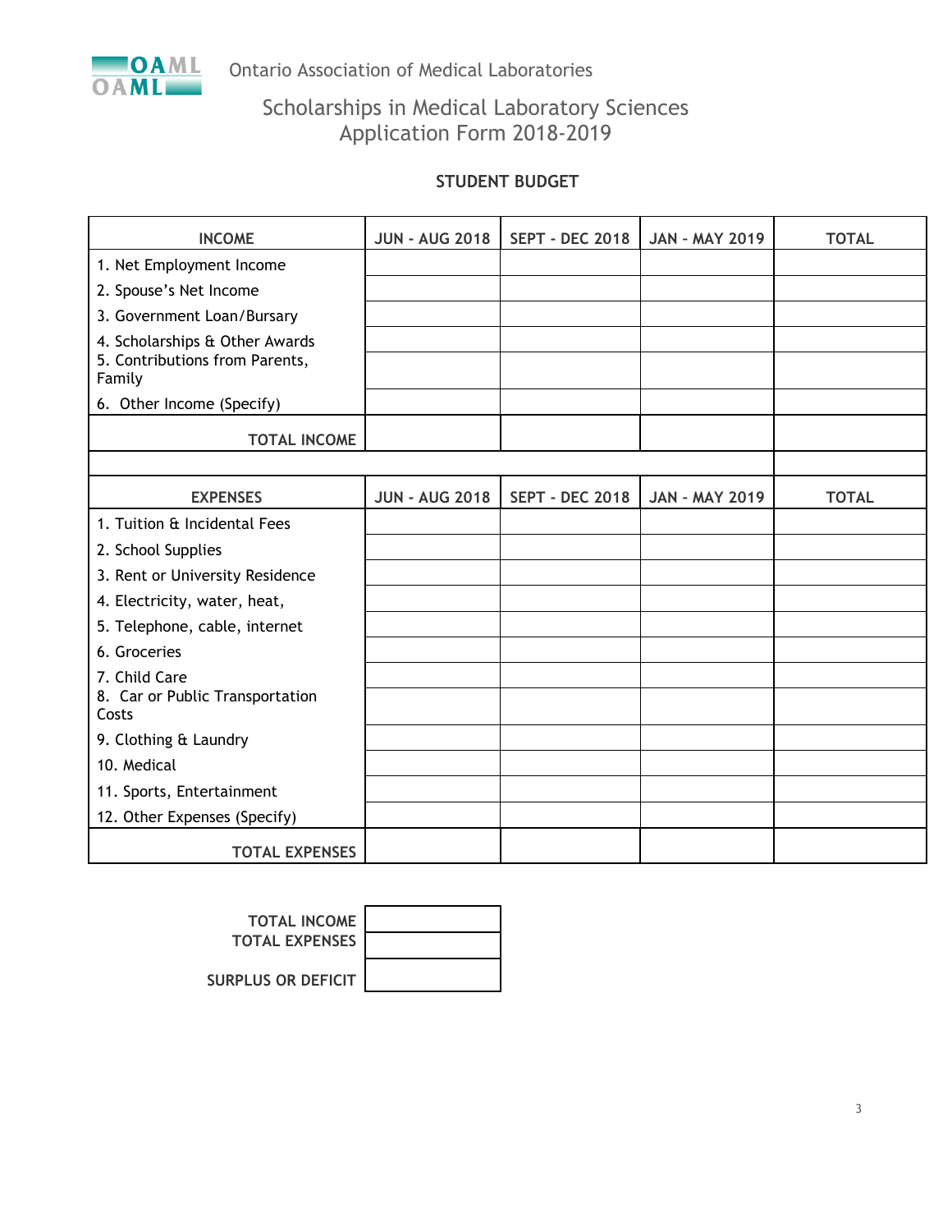Ontario Association of Medical Laboratories

# Scholarships in Medical Laboratory Sciences
# Application Form 2018-2019

## STUDENT BUDGET

| INCOME | JUN - AUG 2018 | SEPT - DEC 2018 | JAN - MAY 2019 | TOTAL |
|---|---|---|---|---|
| 1. Net Employment Income | | | | |
| 2. Spouse's Net Income | | | | |
| 3. Government Loan/Bursary | | | | |
| 4. Scholarships & Other Awards | | | | |
| 5. Contributions from Parents, Family | | | | |
| 6. Other Income (Specify) | | | | |
| TOTAL INCOME | | | | |

| EXPENSES | JUN - AUG 2018 | SEPT - DEC 2018 | JAN - MAY 2019 | TOTAL |
|---|---|---|---|---|
| 1. Tuition & Incidental Fees | | | | |
| 2. School Supplies | | | | |
| 3. Rent or University Residence | | | | |
| 4. Electricity, water, heat, | | | | |
| 5. Telephone, cable, internet | | | | |
| 6. Groceries | | | | |
| 7. Child Care | | | | |
| 8. Car or Public Transportation Costs | | | | |
| 9. Clothing & Laundry | | | | |
| 10. Medical | | | | |
| 11. Sports, Entertainment | | | | |
| 12. Other Expenses (Specify) | | | | |
| TOTAL EXPENSES | | | | |

| | |
|---|---|
| TOTAL INCOME | |
| TOTAL EXPENSES | |
| SURPLUS OR DEFICIT | |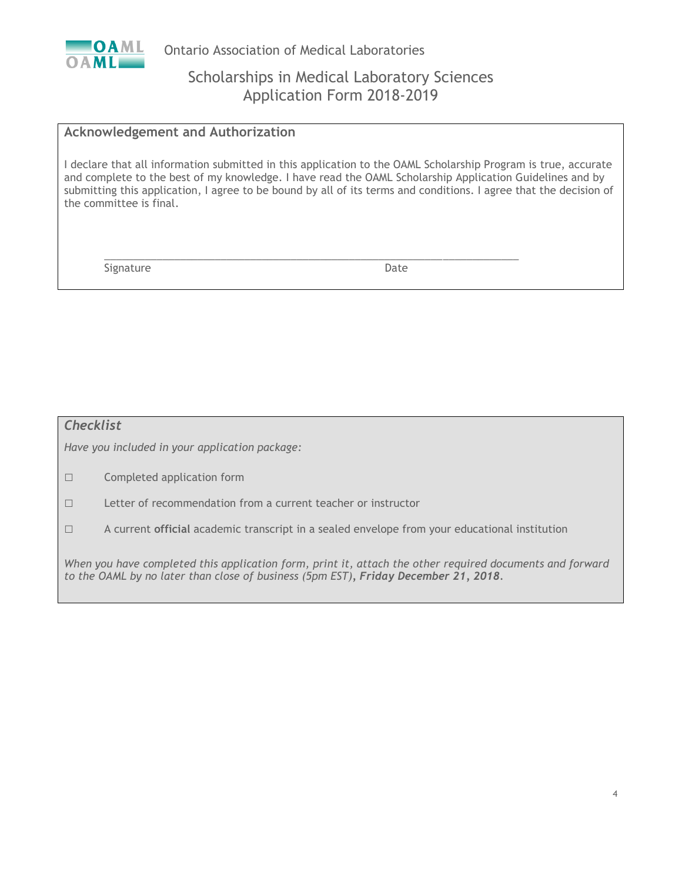Ontario Association of Medical Laboratories

Scholarships in Medical Laboratory Sciences
Application Form 2018-2019

## Acknowledgement and Authorization

I declare that all information submitted in this application to the OAML Scholarship Program is true, accurate and complete to the best of my knowledge. I have read the OAML Scholarship Application Guidelines and by submitting this application, I agree to be bound by all of its terms and conditions. I agree that the decision of the committee is final.

_______________________________________________________________________________

Signature                                                                                    Date

## *Checklist*

*Have you included in your application package:*

☐ Completed application form

☐ Letter of recommendation from a current teacher or instructor

☐ A current **official** academic transcript in a sealed envelope from your educational institution

*When you have completed this application form, print it, attach the other required documents and forward to the OAML by no later than close of business (5pm EST), **Friday December 21, 2018.***